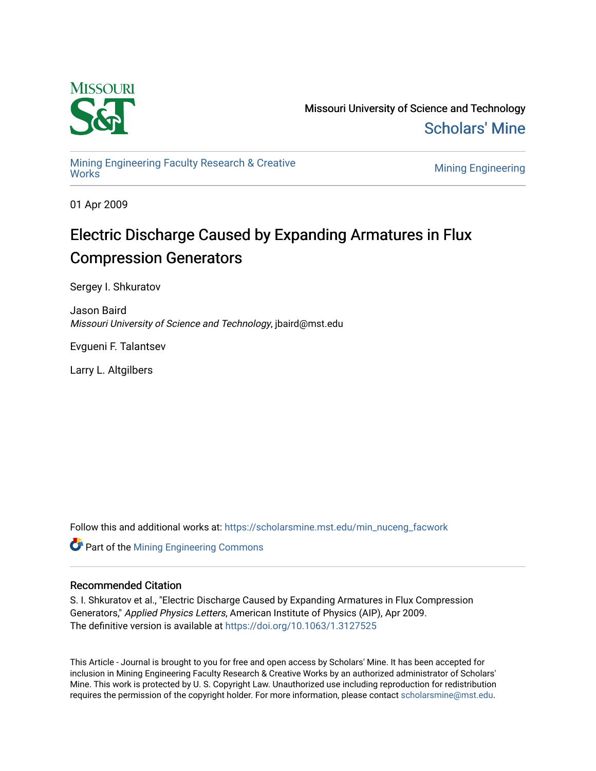Missouri University of Science and Technology

Scholars' Mine

Mining Engineering Faculty Research & Creative Works

Mining Engineering

01 Apr 2009

# Electric Discharge Caused by Expanding Armatures in Flux Compression Generators

Sergey I. Shkuratov

Jason Baird
*Missouri University of Science and Technology*, jbaird@mst.edu

Evgueni F. Talantsev

Larry L. Altgilbers

Follow this and additional works at: https://scholarsmine.mst.edu/min_nuceng_facwork

Part of the Mining Engineering Commons

## Recommended Citation

S. I. Shkuratov et al., "Electric Discharge Caused by Expanding Armatures in Flux Compression Generators," *Applied Physics Letters*, American Institute of Physics (AIP), Apr 2009.
The definitive version is available at https://doi.org/10.1063/1.3127525

This Article - Journal is brought to you for free and open access by Scholars' Mine. It has been accepted for inclusion in Mining Engineering Faculty Research & Creative Works by an authorized administrator of Scholars' Mine. This work is protected by U. S. Copyright Law. Unauthorized use including reproduction for redistribution requires the permission of the copyright holder. For more information, please contact scholarsmine@mst.edu.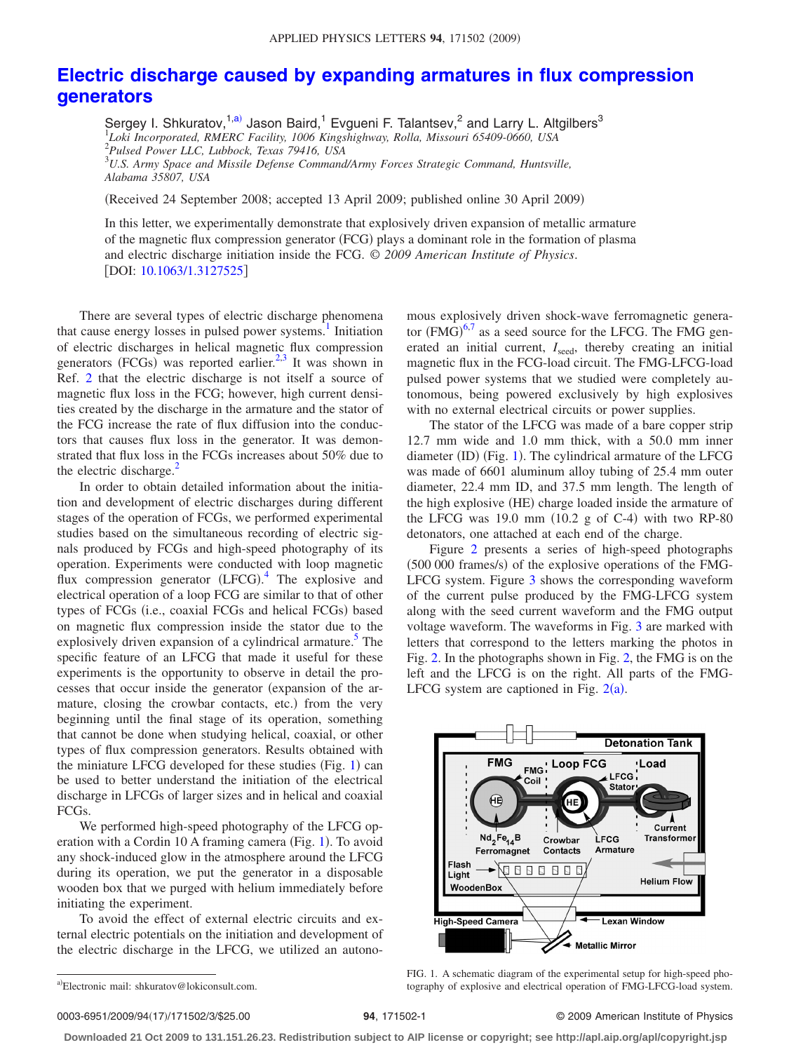# Electric discharge caused by expanding armatures in flux compression generators

Sergey I. Shkuratov,[1,a)] Jason Baird,[1] Evgueni F. Talantsev,[2] and Larry L. Altgilbers[3]

[1]*Loki Incorporated, RMERC Facility, 1006 Kingshighway, Rolla, Missouri 65409-0660, USA*
[2]*Pulsed Power LLC, Lubbock, Texas 79416, USA*
[3]*U.S. Army Space and Missile Defense Command/Army Forces Strategic Command, Huntsville, Alabama 35807, USA*

(Received 24 September 2008; accepted 13 April 2009; published online 30 April 2009)

In this letter, we experimentally demonstrate that explosively driven expansion of metallic armature of the magnetic flux compression generator (FCG) plays a dominant role in the formation of plasma and electric discharge initiation inside the FCG. © *2009 American Institute of Physics*. [DOI: 10.1063/1.3127525]

There are several types of electric discharge phenomena that cause energy losses in pulsed power systems.[1] Initiation of electric discharges in helical magnetic flux compression generators (FCGs) was reported earlier.[2,3] It was shown in Ref. 2 that the electric discharge is not itself a source of magnetic flux loss in the FCG; however, high current densities created by the discharge in the armature and the stator of the FCG increase the rate of flux diffusion into the conductors that causes flux loss in the generator. It was demonstrated that flux loss in the FCGs increases about 50% due to the electric discharge.[2]

In order to obtain detailed information about the initiation and development of electric discharges during different stages of the operation of FCGs, we performed experimental studies based on the simultaneous recording of electric signals produced by FCGs and high-speed photography of its operation. Experiments were conducted with loop magnetic flux compression generator (LFCG).[4] The explosive and electrical operation of a loop FCG are similar to that of other types of FCGs (i.e., coaxial FCGs and helical FCGs) based on magnetic flux compression inside the stator due to the explosively driven expansion of a cylindrical armature.[5] The specific feature of an LFCG that made it useful for these experiments is the opportunity to observe in detail the processes that occur inside the generator (expansion of the armature, closing the crowbar contacts, etc.) from the very beginning until the final stage of its operation, something that cannot be done when studying helical, coaxial, or other types of flux compression generators. Results obtained with the miniature LFCG developed for these studies (Fig. 1) can be used to better understand the initiation of the electrical discharge in LFCGs of larger sizes and in helical and coaxial FCGs.

We performed high-speed photography of the LFCG operation with a Cordin 10 A framing camera (Fig. 1). To avoid any shock-induced glow in the atmosphere around the LFCG during its operation, we put the generator in a disposable wooden box that we purged with helium immediately before initiating the experiment.

To avoid the effect of external electric circuits and external electric potentials on the initiation and development of the electric discharge in the LFCG, we utilized an autonomous explosively driven shock-wave ferromagnetic generator (FMG)[6,7] as a seed source for the LFCG. The FMG generated an initial current, $I_{seed}$, thereby creating an initial magnetic flux in the FCG-load circuit. The FMG-LFCG-load pulsed power systems that we studied were completely autonomous, being powered exclusively by high explosives with no external electrical circuits or power supplies.

The stator of the LFCG was made of a bare copper strip 12.7 mm wide and 1.0 mm thick, with a 50.0 mm inner diameter (ID) (Fig. 1). The cylindrical armature of the LFCG was made of 6601 aluminum alloy tubing of 25.4 mm outer diameter, 22.4 mm ID, and 37.5 mm length. The length of the high explosive (HE) charge loaded inside the armature of the LFCG was 19.0 mm (10.2 g of C-4) with two RP-80 detonators, one attached at each end of the charge.

Figure 2 presents a series of high-speed photographs (500 000 frames/s) of the explosive operations of the FMG-LFCG system. Figure 3 shows the corresponding waveform of the current pulse produced by the FMG-LFCG system along with the seed current waveform and the FMG output voltage waveform. The waveforms in Fig. 3 are marked with letters that correspond to the letters marking the photos in Fig. 2. In the photographs shown in Fig. 2, the FMG is on the left and the LFCG is on the right. All parts of the FMG-LFCG system are captioned in Fig. 2(a).

FIG. 1. A schematic diagram of the experimental setup for high-speed photography of explosive and electrical operation of FMG-LFCG-load system.

[a)]Electronic mail: shkuratov@lokiconsult.com.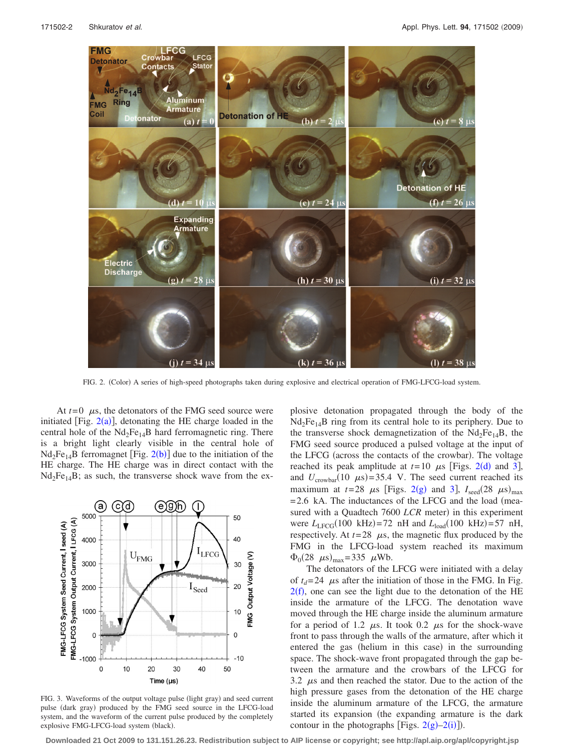FIG. 2. (Color) A series of high-speed photographs taken during explosive and electrical operation of FMG-LFCG-load system.

At $t=0$ $\mu$s, the detonators of the FMG seed source were initiated [Fig. 2(a)], detonating the HE charge loaded in the central hole of the $Nd_2Fe_{14}B$ hard ferromagnetic ring. There is a bright light clearly visible in the central hole of $Nd_2Fe_{14}B$ ferromagnet [Fig. 2(b)] due to the initiation of the HE charge. The HE charge was in direct contact with the $Nd_2Fe_{14}B$; as such, the transverse shock wave from the explosive detonation propagated through the body of the $Nd_2Fe_{14}B$ ring from its central hole to its periphery. Due to the transverse shock demagnetization of the $Nd_2Fe_{14}B$, the FMG seed source produced a pulsed voltage at the input of the LFCG (across the contacts of the crowbar). The voltage reached its peak amplitude at $t=10$ $\mu$s [Figs. 2(d) and 3], and $U_{crowbar}(10\ \mu s)=35.4$ V. The seed current reached its maximum at $t=28$ $\mu$s [Figs. 2(g) and 3], $I_{seed}(28\ \mu s)_{max}=2.6$ kA. The inductances of the LFCG and the load (measured with a Quadtech 7600 *LCR* meter) in this experiment were $L_{LFCG}(100\ kHz)=72$ nH and $L_{load}(100\ kHz)=57$ nH, respectively. At $t=28$ $\mu$s, the magnetic flux produced by the FMG in the LFCG-load system reached its maximum $\Phi_0(28\ \mu s)_{max}=335$ $\mu$Wb.

FIG. 3. Waveforms of the output voltage pulse (light gray) and seed current pulse (dark gray) produced by the FMG seed source in the LFCG-load system, and the waveform of the current pulse produced by the completely explosive FMG-LFCG-load system (black).

The detonators of the LFCG were initiated with a delay of $t_d=24$ $\mu$s after the initiation of those in the FMG. In Fig. 2(f), one can see the light due to the detonation of the HE inside the armature of the LFCG. The denotation wave moved through the HE charge inside the aluminum armature for a period of 1.2 $\mu$s. It took 0.2 $\mu$s for the shock-wave front to pass through the walls of the armature, after which it entered the gas (helium in this case) in the surrounding space. The shock-wave front propagated through the gap between the armature and the crowbars of the LFCG for 3.2 $\mu$s and then reached the stator. Due to the action of the high pressure gases from the detonation of the HE charge inside the aluminum armature of the LFCG, the armature started its expansion (the expanding armature is the dark contour in the photographs [Figs. 2(g)–2(i)]).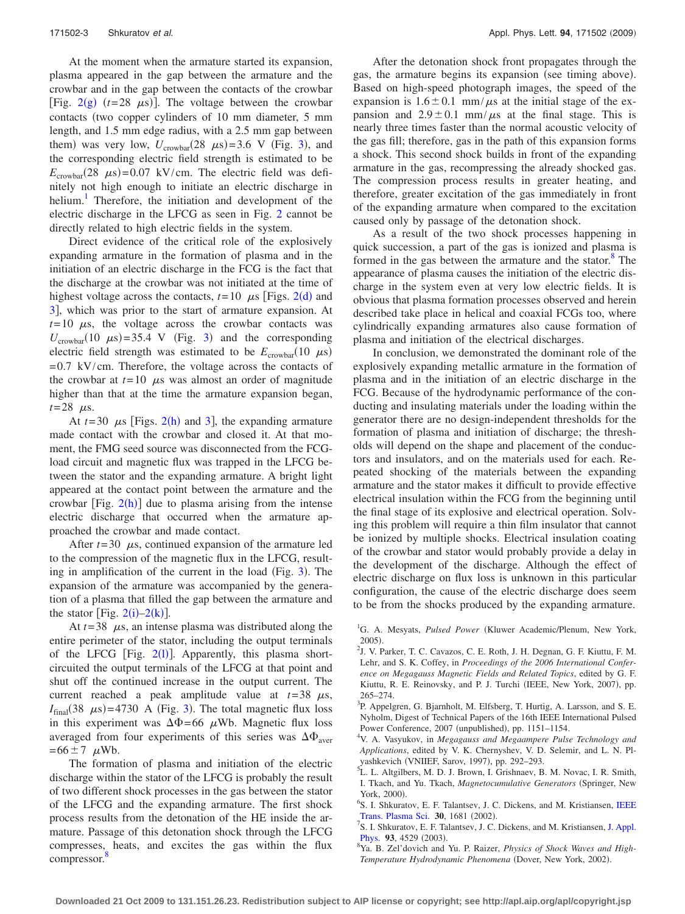At the moment when the armature started its expansion, plasma appeared in the gap between the armature and the crowbar and in the gap between the contacts of the crowbar [Fig. 2(g) ($t=28$ $\mu$s)]. The voltage between the crowbar contacts (two copper cylinders of 10 mm diameter, 5 mm length, and 1.5 mm edge radius, with a 2.5 mm gap between them) was very low, $U_{\text{crowbar}}(28\ \mu\text{s})=3.6$ V (Fig. 3), and the corresponding electric field strength is estimated to be $E_{\text{crowbar}}(28\ \mu\text{s})=0.07$ kV/cm. The electric field was definitely not high enough to initiate an electric discharge in helium.[1] Therefore, the initiation and development of the electric discharge in the LFCG as seen in Fig. 2 cannot be directly related to high electric fields in the system.

Direct evidence of the critical role of the explosively expanding armature in the formation of plasma and in the initiation of an electric discharge in the FCG is the fact that the discharge at the crowbar was not initiated at the time of highest voltage across the contacts, $t=10$ $\mu$s [Figs. 2(d) and 3], which was prior to the start of armature expansion. At $t=10$ $\mu$s, the voltage across the crowbar contacts was $U_{\text{crowbar}}(10\ \mu\text{s})=35.4$ V (Fig. 3) and the corresponding electric field strength was estimated to be $E_{\text{crowbar}}(10\ \mu\text{s})=0.7$ kV/cm. Therefore, the voltage across the contacts of the crowbar at $t=10$ $\mu$s was almost an order of magnitude higher than that at the time the armature expansion began, $t=28$ $\mu$s.

At $t=30$ $\mu$s [Figs. 2(h) and 3], the expanding armature made contact with the crowbar and closed it. At that moment, the FMG seed source was disconnected from the FCG-load circuit and magnetic flux was trapped in the LFCG between the stator and the expanding armature. A bright light appeared at the contact point between the armature and the crowbar [Fig. 2(h)] due to plasma arising from the intense electric discharge that occurred when the armature approached the crowbar and made contact.

After $t=30$ $\mu$s, continued expansion of the armature led to the compression of the magnetic flux in the LFCG, resulting in amplification of the current in the load (Fig. 3). The expansion of the armature was accompanied by the generation of a plasma that filled the gap between the armature and the stator [Fig. 2(i)–2(k)].

At $t=38$ $\mu$s, an intense plasma was distributed along the entire perimeter of the stator, including the output terminals of the LFCG [Fig. 2(l)]. Apparently, this plasma short-circuited the output terminals of the LFCG at that point and shut off the continued increase in the output current. The current reached a peak amplitude value at $t=38$ $\mu$s, $I_{\text{final}}(38\ \mu\text{s})=4730$ A (Fig. 3). The total magnetic flux loss in this experiment was $\Delta\Phi=66$ $\mu$Wb. Magnetic flux loss averaged from four experiments of this series was $\Delta\Phi_{\text{aver}}=66\pm 7$ $\mu$Wb.

The formation of plasma and initiation of the electric discharge within the stator of the LFCG is probably the result of two different shock processes in the gas between the stator of the LFCG and the expanding armature. The first shock process results from the detonation of the HE inside the armature. Passage of this detonation shock through the LFCG compresses, heats, and excites the gas within the flux compressor.[8]

After the detonation shock front propagates through the gas, the armature begins its expansion (see timing above). Based on high-speed photograph images, the speed of the expansion is $1.6\pm 0.1$ mm/$\mu$s at the initial stage of the expansion and $2.9\pm 0.1$ mm/$\mu$s at the final stage. This is nearly three times faster than the normal acoustic velocity of the gas fill; therefore, gas in the path of this expansion forms a shock. This second shock builds in front of the expanding armature in the gas, recompressing the already shocked gas. The compression process results in greater heating, and therefore, greater excitation of the gas immediately in front of the expanding armature when compared to the excitation caused only by passage of the detonation shock.

As a result of the two shock processes happening in quick succession, a part of the gas is ionized and plasma is formed in the gas between the armature and the stator.[8] The appearance of plasma causes the initiation of the electric discharge in the system even at very low electric fields. It is obvious that plasma formation processes observed and herein described take place in helical and coaxial FCGs too, where cylindrically expanding armatures also cause formation of plasma and initiation of the electrical discharges.

In conclusion, we demonstrated the dominant role of the explosively expanding metallic armature in the formation of plasma and in the initiation of an electric discharge in the FCG. Because of the hydrodynamic performance of the conducting and insulating materials under the loading within the generator there are no design-independent thresholds for the formation of plasma and initiation of discharge; the thresholds will depend on the shape and placement of the conductors and insulators, and on the materials used for each. Repeated shocking of the materials between the expanding armature and the stator makes it difficult to provide effective electrical insulation within the FCG from the beginning until the final stage of its explosive and electrical operation. Solving this problem will require a thin film insulator that cannot be ionized by multiple shocks. Electrical insulation coating of the crowbar and stator would probably provide a delay in the development of the discharge. Although the effect of electric discharge on flux loss is unknown in this particular configuration, the cause of the electric discharge does seem to be from the shocks produced by the expanding armature.

[1] G. A. Mesyats, *Pulsed Power* (Kluwer Academic/Plenum, New York, 2005).

[2] J. V. Parker, T. C. Cavazos, C. E. Roth, J. H. Degnan, G. F. Kiuttu, F. M. Lehr, and S. K. Coffey, in *Proceedings of the 2006 International Conference on Megagauss Magnetic Fields and Related Topics*, edited by G. F. Kiuttu, R. E. Reinovsky, and P. J. Turchi (IEEE, New York, 2007), pp. 265–274.

[3] P. Appelgren, G. Bjarnholt, M. Elfsberg, T. Hurtig, A. Larsson, and S. E. Nyholm, Digest of Technical Papers of the 16th IEEE International Pulsed Power Conference, 2007 (unpublished), pp. 1151–1154.

[4] V. A. Vasyukov, in *Megagauss and Megaampere Pulse Technology and Applications*, edited by V. K. Chernyshev, V. D. Selemir, and L. N. Plyashkevich (VNIIEF, Sarov, 1997), pp. 292–293.

[5] L. L. Altgilbers, M. D. J. Brown, I. Grishnaev, B. M. Novac, I. R. Smith, I. Tkach, and Yu. Tkach, *Magnetocumulative Generators* (Springer, New York, 2000).

[6] S. I. Shkuratov, E. F. Talantsev, J. C. Dickens, and M. Kristiansen, IEEE Trans. Plasma Sci. **30**, 1681 (2002).

[7] S. I. Shkuratov, E. F. Talantsev, J. C. Dickens, and M. Kristiansen, J. Appl. Phys. **93**, 4529 (2003).

[8] Ya. B. Zel'dovich and Yu. P. Raizer, *Physics of Shock Waves and High-Temperature Hydrodynamic Phenomena* (Dover, New York, 2002).